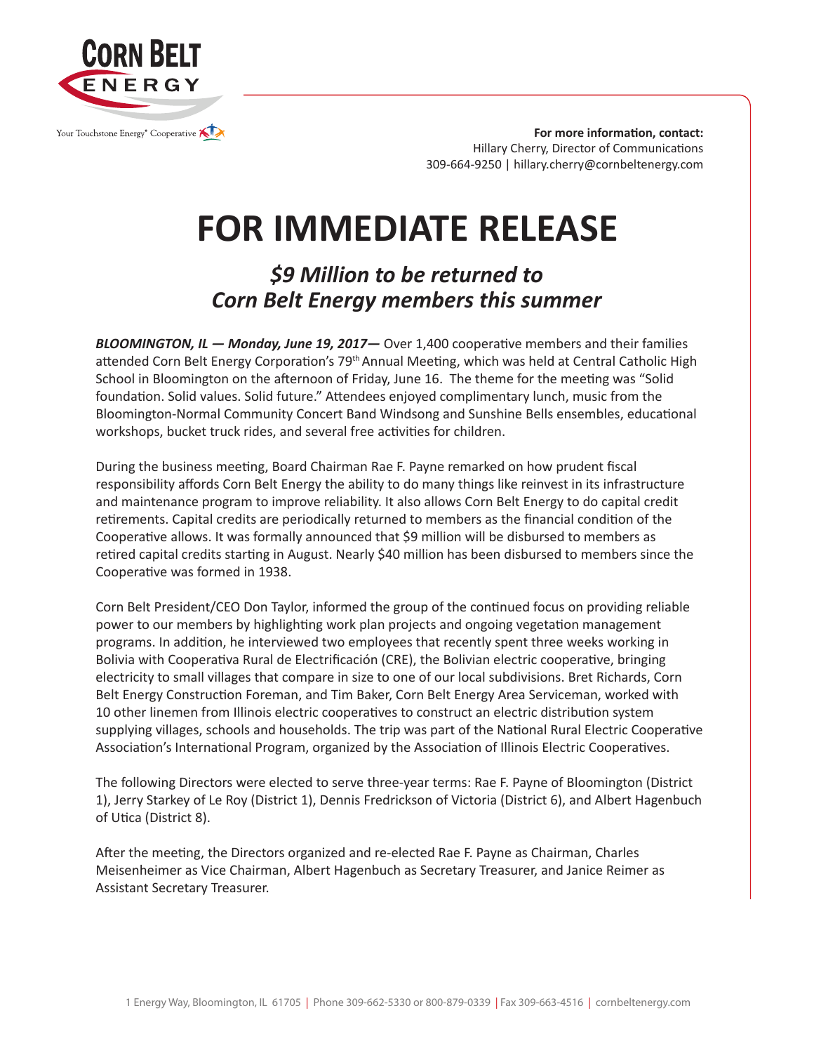CORN BELT ENERGY

Your Touchstone Energy® Cooperative

**For more information, contact:**
Hillary Cherry, Director of Communications
309-664-9250 | hillary.cherry@cornbeltenergy.com

# FOR IMMEDIATE RELEASE

## *$9 Million to be returned to Corn Belt Energy members this summer*

***BLOOMINGTON, IL — Monday, June 19, 2017—*** Over 1,400 cooperative members and their families attended Corn Belt Energy Corporation's 79th Annual Meeting, which was held at Central Catholic High School in Bloomington on the afternoon of Friday, June 16. The theme for the meeting was "Solid foundation. Solid values. Solid future." Attendees enjoyed complimentary lunch, music from the Bloomington-Normal Community Concert Band Windsong and Sunshine Bells ensembles, educational workshops, bucket truck rides, and several free activities for children.

During the business meeting, Board Chairman Rae F. Payne remarked on how prudent fiscal responsibility affords Corn Belt Energy the ability to do many things like reinvest in its infrastructure and maintenance program to improve reliability. It also allows Corn Belt Energy to do capital credit retirements. Capital credits are periodically returned to members as the financial condition of the Cooperative allows. It was formally announced that $9 million will be disbursed to members as retired capital credits starting in August. Nearly $40 million has been disbursed to members since the Cooperative was formed in 1938.

Corn Belt President/CEO Don Taylor, informed the group of the continued focus on providing reliable power to our members by highlighting work plan projects and ongoing vegetation management programs. In addition, he interviewed two employees that recently spent three weeks working in Bolivia with Cooperativa Rural de Electrificación (CRE), the Bolivian electric cooperative, bringing electricity to small villages that compare in size to one of our local subdivisions. Bret Richards, Corn Belt Energy Construction Foreman, and Tim Baker, Corn Belt Energy Area Serviceman, worked with 10 other linemen from Illinois electric cooperatives to construct an electric distribution system supplying villages, schools and households. The trip was part of the National Rural Electric Cooperative Association's International Program, organized by the Association of Illinois Electric Cooperatives.

The following Directors were elected to serve three-year terms: Rae F. Payne of Bloomington (District 1), Jerry Starkey of Le Roy (District 1), Dennis Fredrickson of Victoria (District 6), and Albert Hagenbuch of Utica (District 8).

After the meeting, the Directors organized and re-elected Rae F. Payne as Chairman, Charles Meisenheimer as Vice Chairman, Albert Hagenbuch as Secretary Treasurer, and Janice Reimer as Assistant Secretary Treasurer.

1 Energy Way, Bloomington, IL 61705 | Phone 309-662-5330 or 800-879-0339 | Fax 309-663-4516 | cornbeltenergy.com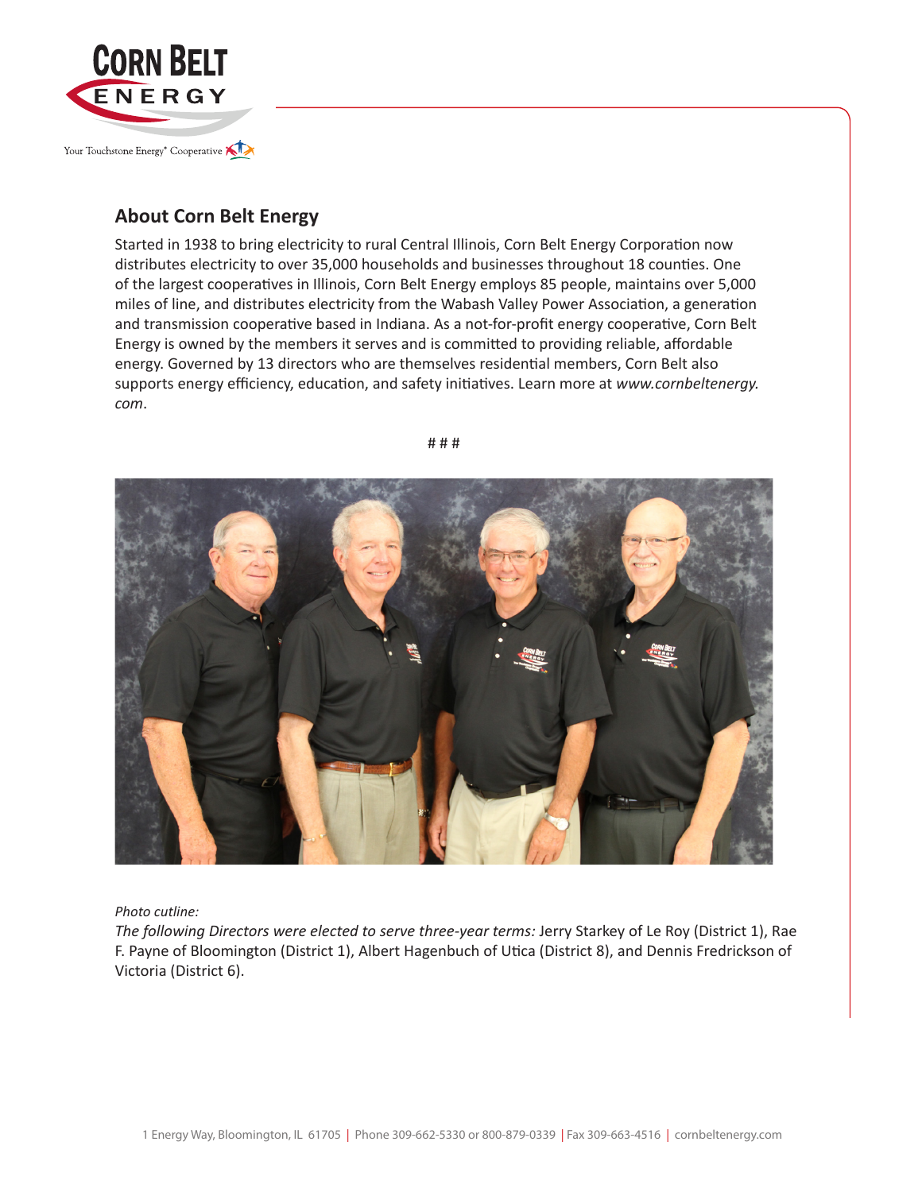## About Corn Belt Energy

Started in 1938 to bring electricity to rural Central Illinois, Corn Belt Energy Corporation now distributes electricity to over 35,000 households and businesses throughout 18 counties. One of the largest cooperatives in Illinois, Corn Belt Energy employs 85 people, maintains over 5,000 miles of line, and distributes electricity from the Wabash Valley Power Association, a generation and transmission cooperative based in Indiana. As a not-for-profit energy cooperative, Corn Belt Energy is owned by the members it serves and is committed to providing reliable, affordable energy. Governed by 13 directors who are themselves residential members, Corn Belt also supports energy efficiency, education, and safety initiatives. Learn more at *www.cornbeltenergy.com*.

# # #

*Photo cutline:*

*The following Directors were elected to serve three-year terms:* Jerry Starkey of Le Roy (District 1), Rae F. Payne of Bloomington (District 1), Albert Hagenbuch of Utica (District 8), and Dennis Fredrickson of Victoria (District 6).